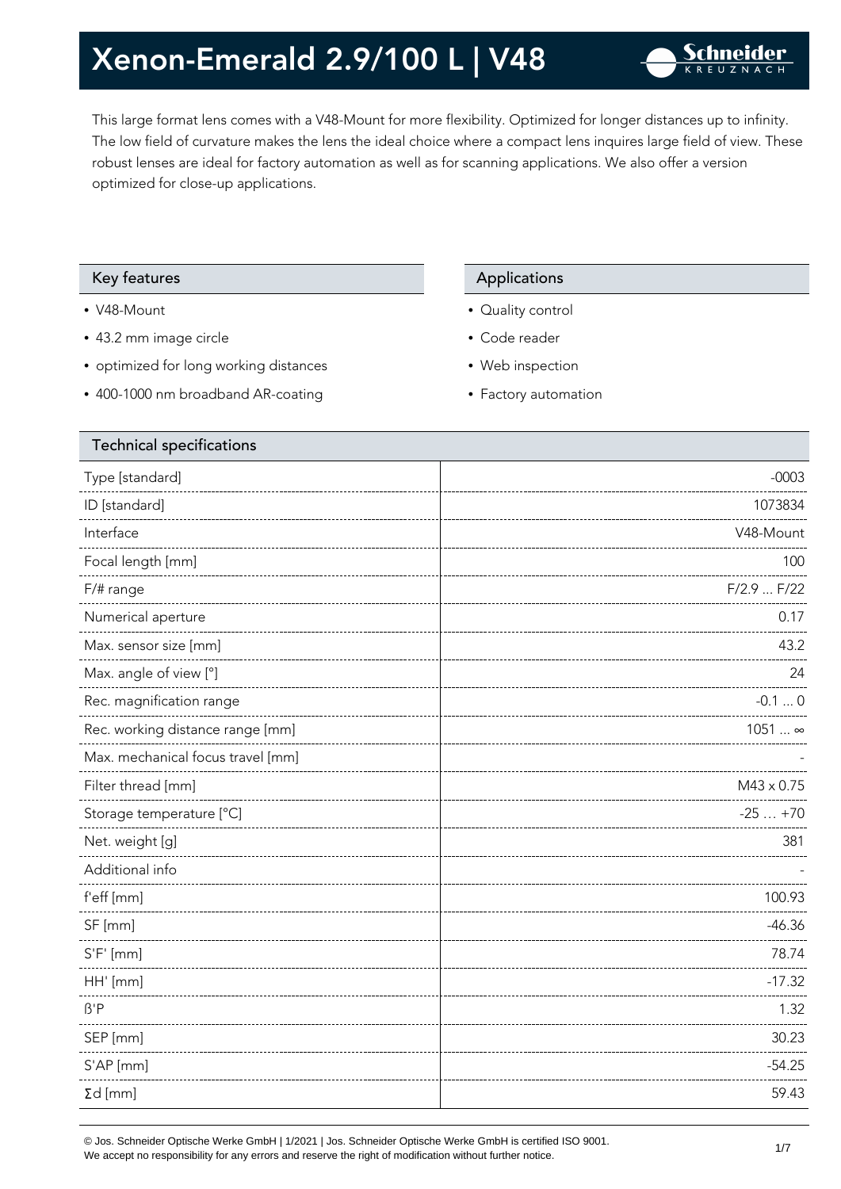# Xenon-Emerald 2.9/100 L | V48

This large format lens comes with a V48-Mount for more flexibility. Optimized for longer distances up to infinity. The low field of curvature makes the lens the ideal choice where a compact lens inquires large field of view. These robust lenses are ideal for factory automation as well as for scanning applications. We also offer a version optimized for close-up applications.

## Key features

- V48-Mount
- 43.2 mm image circle
- optimized for long working distances
- 400-1000 nm broadband AR-coating

## Applications

- Quality control
- Code reader
- Web inspection
- Factory automation

## Technical specifications

| Technical specifications | |
|---|---|
| Type [standard] | -0003 |
| ID [standard] | 1073834 |
| Interface | V48-Mount |
| Focal length [mm] | 100 |
| F/# range | F/2.9 ... F/22 |
| Numerical aperture | 0.17 |
| Max. sensor size [mm] | 43.2 |
| Max. angle of view [°] | 24 |
| Rec. magnification range | -0.1 ... 0 |
| Rec. working distance range [mm] | 1051 ... ∞ |
| Max. mechanical focus travel [mm] | - |
| Filter thread [mm] | M43 x 0.75 |
| Storage temperature [°C] | -25 … +70 |
| Net. weight [g] | 381 |
| Additional info | - |
| f'eff [mm] | 100.93 |
| SF [mm] | -46.36 |
| S'F' [mm] | 78.74 |
| HH' [mm] | -17.32 |
| ß'P | 1.32 |
| SEP [mm] | 30.23 |
| S'AP [mm] | -54.25 |
| Σd [mm] | 59.43 |

© Jos. Schneider Optische Werke GmbH | 1/2021 | Jos. Schneider Optische Werke GmbH is certified ISO 9001.
We accept no responsibility for any errors and reserve the right of modification without further notice.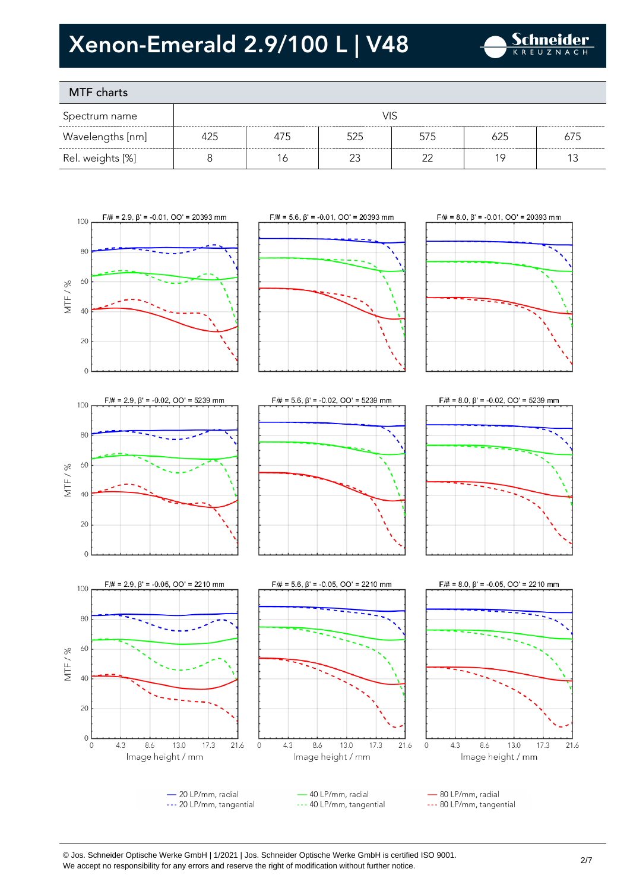# Xenon-Emerald 2.9/100 L | V48

## MTF charts

| Spectrum name | VIS | | | | | |
|---|---|---|---|---|---|---|
| Wavelengths [nm] | 425 | 475 | 525 | 575 | 625 | 675 |
| Rel. weights [%] | 8 | 16 | 23 | 22 | 19 | 13 |

F/# = 2.9, β' = -0.01, OO' = 20393 mm

F/# = 5.6, β' = -0.01, OO' = 20393 mm

F/# = 8.0, β' = -0.01, OO' = 20393 mm

F/# = 2.9, β' = -0.02, OO' = 5239 mm

F/# = 5.6, β' = -0.02, OO' = 5239 mm

F/# = 8.0, β' = -0.02, OO' = 5239 mm

F/# = 2.9, β' = -0.05, OO' = 2210 mm

F/# = 5.6, β' = -0.05, OO' = 2210 mm

F/# = 8.0, β' = -0.05, OO' = 2210 mm

MTF / % — Image height / mm

— 20 LP/mm, radial
--- 20 LP/mm, tangential
— 40 LP/mm, radial
--- 40 LP/mm, tangential
— 80 LP/mm, radial
--- 80 LP/mm, tangential

© Jos. Schneider Optische Werke GmbH | 1/2021 | Jos. Schneider Optische Werke GmbH is certified ISO 9001.
We accept no responsibility for any errors and reserve the right of modification without further notice.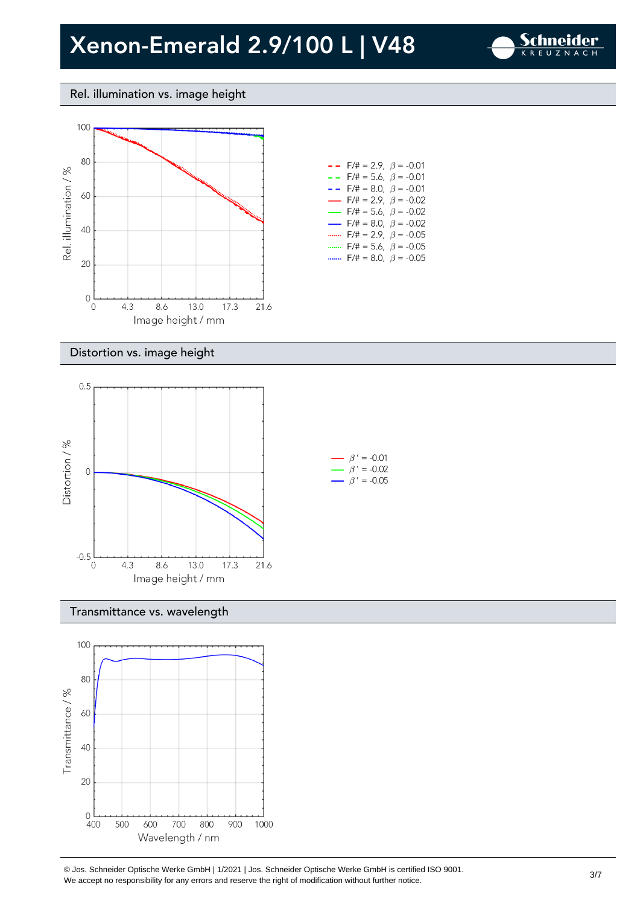# Xenon-Emerald 2.9/100 L | V48

## Rel. illumination vs. image height

Rel. illumination / %

Image height / mm

- F/# = 2.9, $\beta$ = -0.01
- F/# = 5.6, $\beta$ = -0.01
- F/# = 8.0, $\beta$ = -0.01
- F/# = 2.9, $\beta$ = -0.02
- F/# = 5.6, $\beta$ = -0.02
- F/# = 8.0, $\beta$ = -0.02
- F/# = 2.9, $\beta$ = -0.05
- F/# = 5.6, $\beta$ = -0.05
- F/# = 8.0, $\beta$ = -0.05

## Distortion vs. image height

Distortion / %

Image height / mm

- $\beta'$ = -0.01
- $\beta'$ = -0.02
- $\beta'$ = -0.05

## Transmittance vs. wavelength

Transmittance / %

Wavelength / nm

© Jos. Schneider Optische Werke GmbH | 1/2021 | Jos. Schneider Optische Werke GmbH is certified ISO 9001.
We accept no responsibility for any errors and reserve the right of modification without further notice.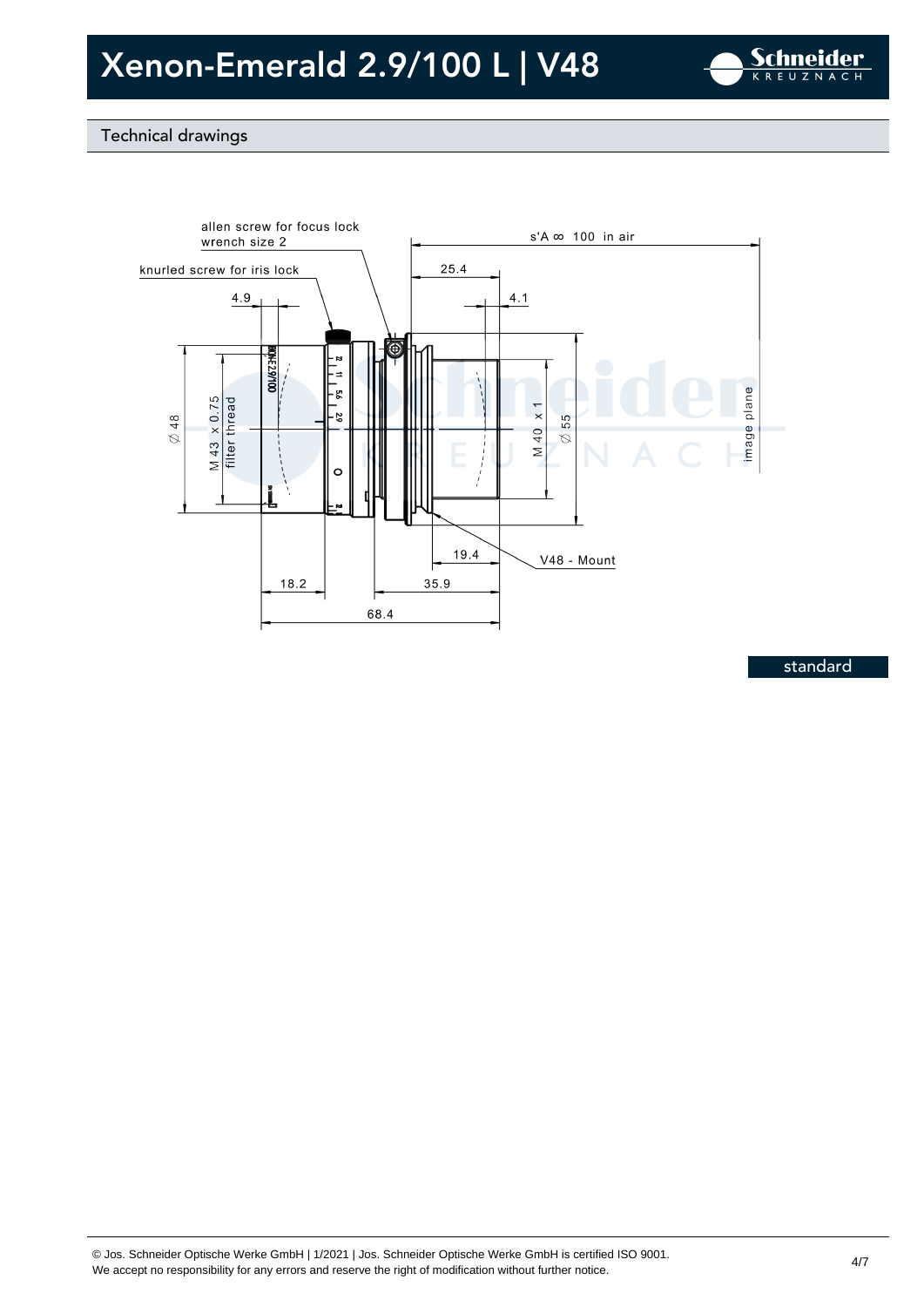# Xenon-Emerald 2.9/100 L | V48

## Technical drawings

allen screw for focus lock
wrench size 2

knurled screw for iris lock

s'A ∞ 100 in air

25.4

4.9

4.1

⌀ 48

M 43 x 0.75
filter thread

M 40 x 1

⌀ 55

image plane

19.4

V48 - Mount

18.2

35.9

68.4

standard

© Jos. Schneider Optische Werke GmbH | 1/2021 | Jos. Schneider Optische Werke GmbH is certified ISO 9001.
We accept no responsibility for any errors and reserve the right of modification without further notice.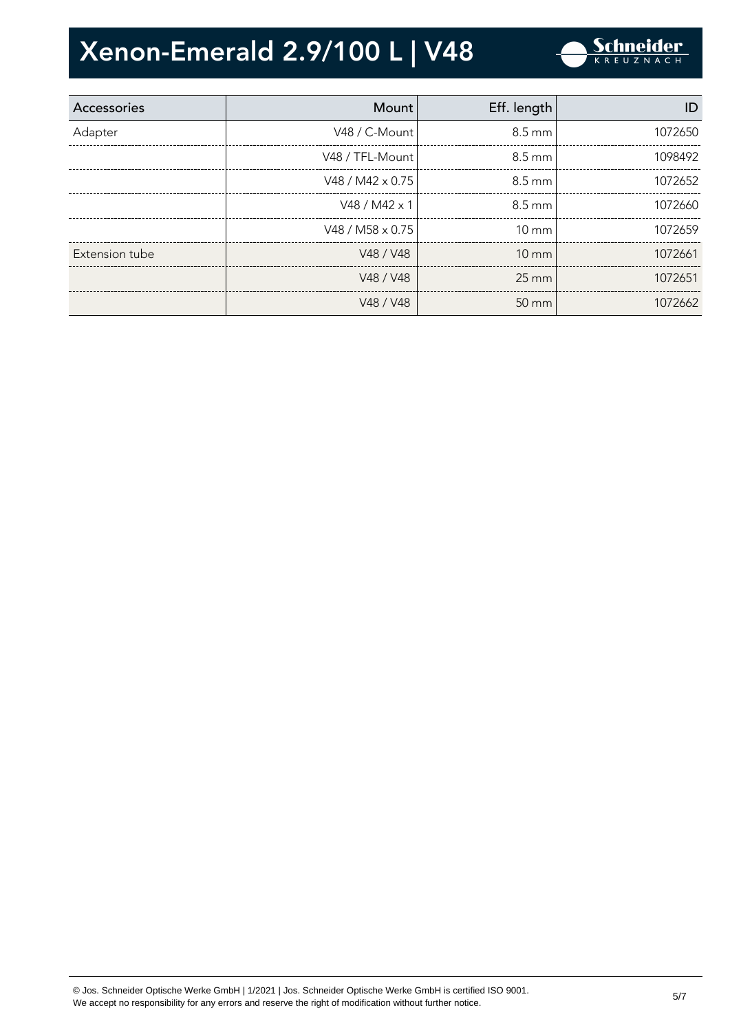# Xenon-Emerald 2.9/100 L | V48

| Accessories | Mount | Eff. length | ID |
|---|---|---|---|
| Adapter | V48 / C-Mount | 8.5 mm | 1072650 |
| | V48 / TFL-Mount | 8.5 mm | 1098492 |
| | V48 / M42 x 0.75 | 8.5 mm | 1072652 |
| | V48 / M42 x 1 | 8.5 mm | 1072660 |
| | V48 / M58 x 0.75 | 10 mm | 1072659 |
| Extension tube | V48 / V48 | 10 mm | 1072661 |
| | V48 / V48 | 25 mm | 1072651 |
| | V48 / V48 | 50 mm | 1072662 |

© Jos. Schneider Optische Werke GmbH | 1/2021 | Jos. Schneider Optische Werke GmbH is certified ISO 9001.
We accept no responsibility for any errors and reserve the right of modification without further notice.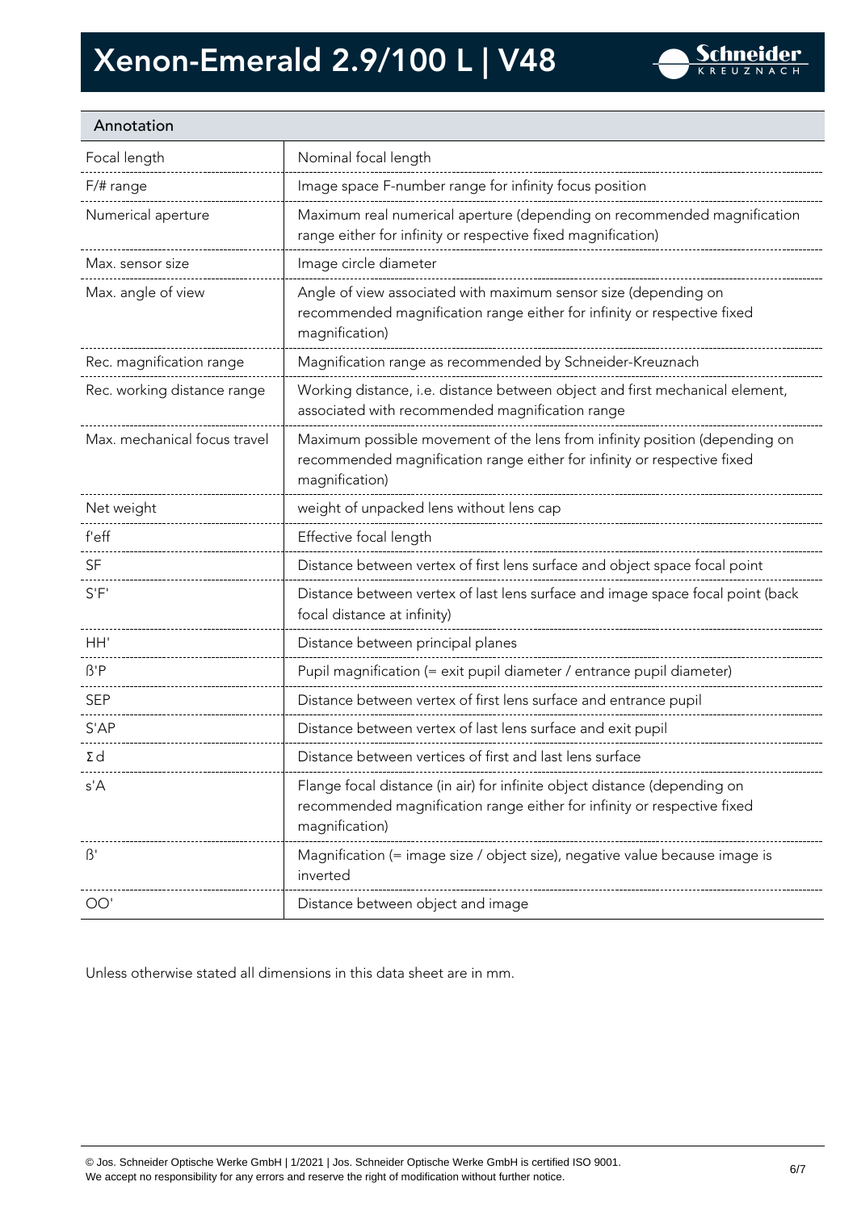# Xenon-Emerald 2.9/100 L | V48

| Annotation | |
|---|---|
| Focal length | Nominal focal length |
| F/# range | Image space F-number range for infinity focus position |
| Numerical aperture | Maximum real numerical aperture (depending on recommended magnification range either for infinity or respective fixed magnification) |
| Max. sensor size | Image circle diameter |
| Max. angle of view | Angle of view associated with maximum sensor size (depending on recommended magnification range either for infinity or respective fixed magnification) |
| Rec. magnification range | Magnification range as recommended by Schneider-Kreuznach |
| Rec. working distance range | Working distance, i.e. distance between object and first mechanical element, associated with recommended magnification range |
| Max. mechanical focus travel | Maximum possible movement of the lens from infinity position (depending on recommended magnification range either for infinity or respective fixed magnification) |
| Net weight | weight of unpacked lens without lens cap |
| f'eff | Effective focal length |
| SF | Distance between vertex of first lens surface and object space focal point |
| S'F' | Distance between vertex of last lens surface and image space focal point (back focal distance at infinity) |
| HH' | Distance between principal planes |
| ß'P | Pupil magnification (= exit pupil diameter / entrance pupil diameter) |
| SEP | Distance between vertex of first lens surface and entrance pupil |
| S'AP | Distance between vertex of last lens surface and exit pupil |
| Σ d | Distance between vertices of first and last lens surface |
| s'A | Flange focal distance (in air) for infinite object distance (depending on recommended magnification range either for infinity or respective fixed magnification) |
| ß' | Magnification (= image size / object size), negative value because image is inverted |
| OO' | Distance between object and image |

Unless otherwise stated all dimensions in this data sheet are in mm.

© Jos. Schneider Optische Werke GmbH | 1/2021 | Jos. Schneider Optische Werke GmbH is certified ISO 9001.
We accept no responsibility for any errors and reserve the right of modification without further notice.